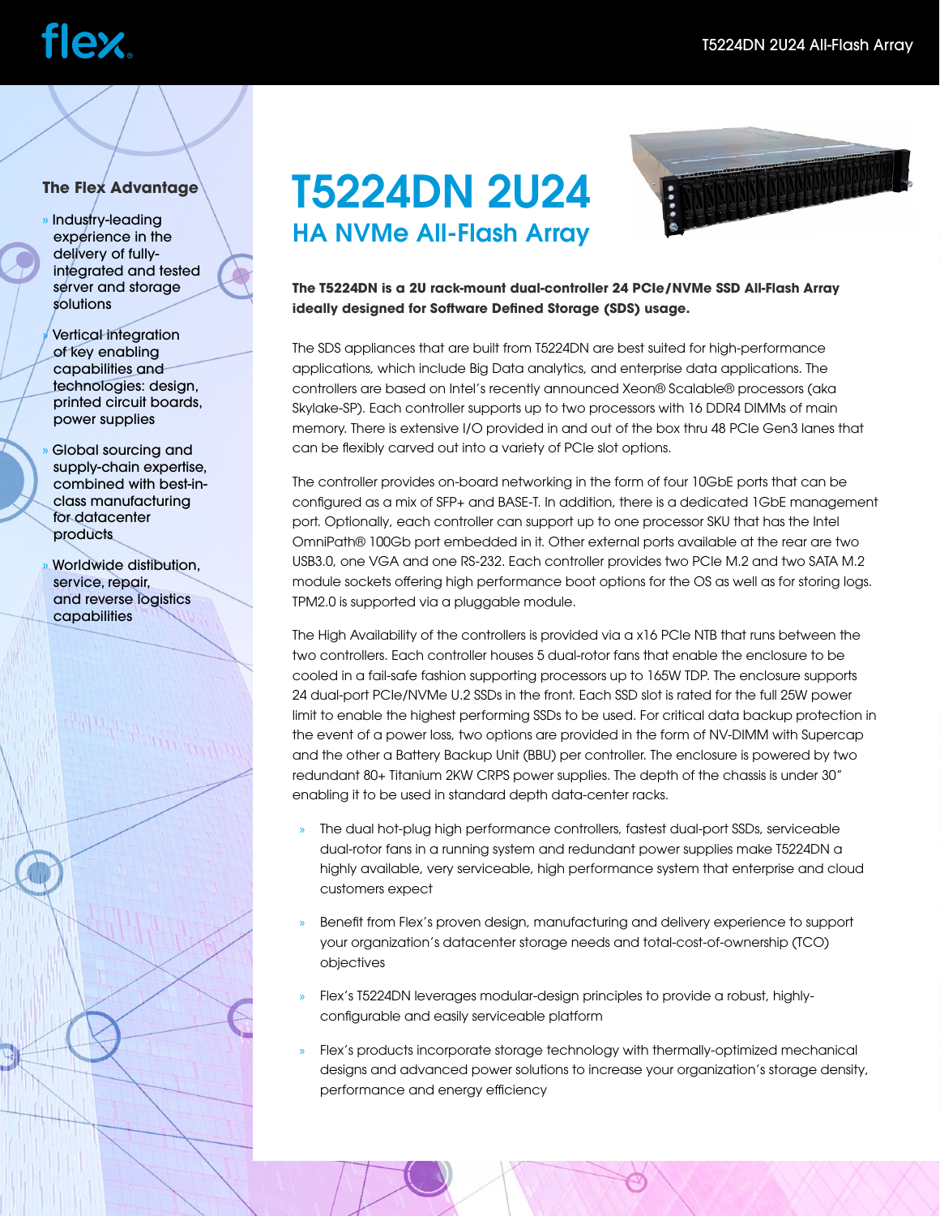# T5224DN 2U24

## HA NVMe All-Flash Array

**The T5224DN is a 2U rack-mount dual-controller 24 PCIe/NVMe SSD All-Flash Array ideally designed for Software Defined Storage (SDS) usage.**

The SDS appliances that are built from T5224DN are best suited for high-performance applications, which include Big Data analytics, and enterprise data applications. The controllers are based on Intel's recently announced Xeon® Scalable® processors (aka Skylake-SP). Each controller supports up to two processors with 16 DDR4 DIMMs of main memory. There is extensive I/O provided in and out of the box thru 48 PCIe Gen3 lanes that can be flexibly carved out into a variety of PCIe slot options.

The controller provides on-board networking in the form of four 10GbE ports that can be configured as a mix of SFP+ and BASE-T. In addition, there is a dedicated 1GbE management port. Optionally, each controller can support up to one processor SKU that has the Intel OmniPath® 100Gb port embedded in it. Other external ports available at the rear are two USB3.0, one VGA and one RS-232. Each controller provides two PCIe M.2 and two SATA M.2 module sockets offering high performance boot options for the OS as well as for storing logs. TPM2.0 is supported via a pluggable module.

The High Availability of the controllers is provided via a x16 PCIe NTB that runs between the two controllers. Each controller houses 5 dual-rotor fans that enable the enclosure to be cooled in a fail-safe fashion supporting processors up to 165W TDP. The enclosure supports 24 dual-port PCIe/NVMe U.2 SSDs in the front. Each SSD slot is rated for the full 25W power limit to enable the highest performing SSDs to be used. For critical data backup protection in the event of a power loss, two options are provided in the form of NV-DIMM with Supercap and the other a Battery Backup Unit (BBU) per controller. The enclosure is powered by two redundant 80+ Titanium 2KW CRPS power supplies. The depth of the chassis is under 30" enabling it to be used in standard depth data-center racks.

- The dual hot-plug high performance controllers, fastest dual-port SSDs, serviceable dual-rotor fans in a running system and redundant power supplies make T5224DN a highly available, very serviceable, high performance system that enterprise and cloud customers expect
- Benefit from Flex's proven design, manufacturing and delivery experience to support your organization's datacenter storage needs and total-cost-of-ownership (TCO) objectives
- Flex's T5224DN leverages modular-design principles to provide a robust, highly-configurable and easily serviceable platform
- Flex's products incorporate storage technology with thermally-optimized mechanical designs and advanced power solutions to increase your organization's storage density, performance and energy efficiency

### The Flex Advantage

- Industry-leading experience in the delivery of fully-integrated and tested server and storage solutions
- Vertical integration of key enabling capabilities and technologies: design, printed circuit boards, power supplies
- Global sourcing and supply-chain expertise, combined with best-in-class manufacturing for datacenter products
- Worldwide distibution, service, repair, and reverse logistics capabilities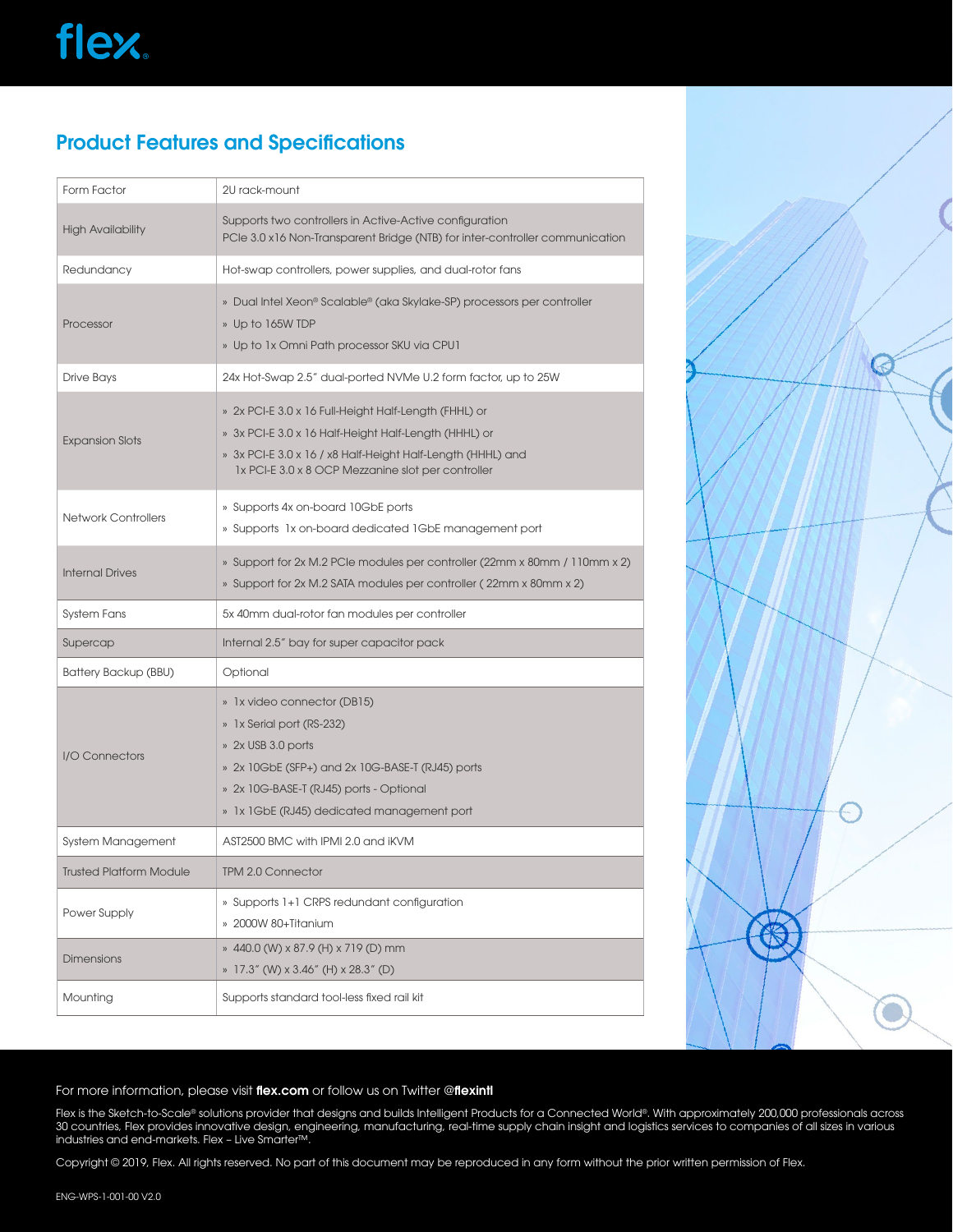## Product Features and Specifications

| | |
|---|---|
| Form Factor | 2U rack-mount |
| High Availability | Supports two controllers in Active-Active configuration<br>PCIe 3.0 x16 Non-Transparent Bridge (NTB) for inter-controller communication |
| Redundancy | Hot-swap controllers, power supplies, and dual-rotor fans |
| Processor | » Dual Intel Xeon® Scalable® (aka Skylake-SP) processors per controller<br>» Up to 165W TDP<br>» Up to 1x Omni Path processor SKU via CPU1 |
| Drive Bays | 24x Hot-Swap 2.5" dual-ported NVMe U.2 form factor, up to 25W |
| Expansion Slots | » 2x PCI-E 3.0 x 16 Full-Height Half-Length (FHHL) or<br>» 3x PCI-E 3.0 x 16 Half-Height Half-Length (HHHL) or<br>» 3x PCI-E 3.0 x 16 / x8 Half-Height Half-Length (HHHL) and 1x PCI-E 3.0 x 8 OCP Mezzanine slot per controller |
| Network Controllers | » Supports 4x on-board 10GbE ports<br>» Supports 1x on-board dedicated 1GbE management port |
| Internal Drives | » Support for 2x M.2 PCIe modules per controller (22mm x 80mm / 110mm x 2)<br>» Support for 2x M.2 SATA modules per controller ( 22mm x 80mm x 2) |
| System Fans | 5x 40mm dual-rotor fan modules per controller |
| Supercap | Internal 2.5" bay for super capacitor pack |
| Battery Backup (BBU) | Optional |
| I/O Connectors | » 1x video connector (DB15)<br>» 1x Serial port (RS-232)<br>» 2x USB 3.0 ports<br>» 2x 10GbE (SFP+) and 2x 10G-BASE-T (RJ45) ports<br>» 2x 10G-BASE-T (RJ45) ports - Optional<br>» 1x 1GbE (RJ45) dedicated management port |
| System Management | AST2500 BMC with IPMI 2.0 and iKVM |
| Trusted Platform Module | TPM 2.0 Connector |
| Power Supply | » Supports 1+1 CRPS redundant configuration<br>» 2000W 80+Titanium |
| Dimensions | » 440.0 (W) x 87.9 (H) x 719 (D) mm<br>» 17.3" (W) x 3.46" (H) x 28.3" (D) |
| Mounting | Supports standard tool-less fixed rail kit |

For more information, please visit **flex.com** or follow us on Twitter @**flexintl**

Flex is the Sketch-to-Scale® solutions provider that designs and builds Intelligent Products for a Connected World®. With approximately 200,000 professionals across 30 countries, Flex provides innovative design, engineering, manufacturing, real-time supply chain insight and logistics services to companies of all sizes in various industries and end-markets. Flex – Live Smarter™.

Copyright © 2019, Flex. All rights reserved. No part of this document may be reproduced in any form without the prior written permission of Flex.

ENG-WPS-1-001-00 V2.0